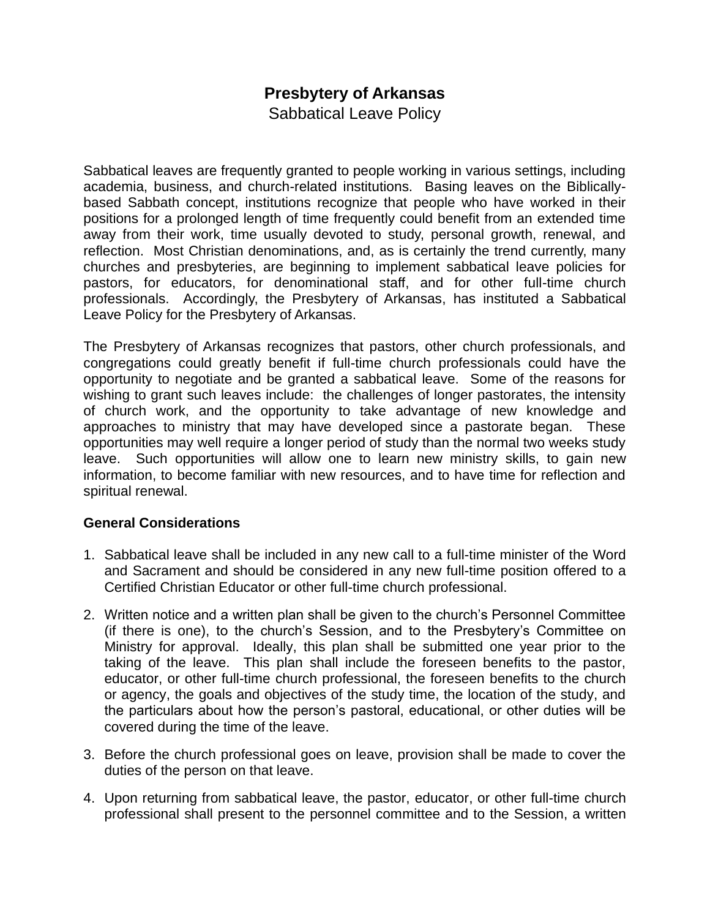# Presbytery of Arkansas

Sabbatical Leave Policy

Sabbatical leaves are frequently granted to people working in various settings, including academia, business, and church-related institutions. Basing leaves on the Biblically-based Sabbath concept, institutions recognize that people who have worked in their positions for a prolonged length of time frequently could benefit from an extended time away from their work, time usually devoted to study, personal growth, renewal, and reflection. Most Christian denominations, and, as is certainly the trend currently, many churches and presbyteries, are beginning to implement sabbatical leave policies for pastors, for educators, for denominational staff, and for other full-time church professionals. Accordingly, the Presbytery of Arkansas, has instituted a Sabbatical Leave Policy for the Presbytery of Arkansas.

The Presbytery of Arkansas recognizes that pastors, other church professionals, and congregations could greatly benefit if full-time church professionals could have the opportunity to negotiate and be granted a sabbatical leave. Some of the reasons for wishing to grant such leaves include: the challenges of longer pastorates, the intensity of church work, and the opportunity to take advantage of new knowledge and approaches to ministry that may have developed since a pastorate began. These opportunities may well require a longer period of study than the normal two weeks study leave. Such opportunities will allow one to learn new ministry skills, to gain new information, to become familiar with new resources, and to have time for reflection and spiritual renewal.

**General Considerations**

1. Sabbatical leave shall be included in any new call to a full-time minister of the Word and Sacrament and should be considered in any new full-time position offered to a Certified Christian Educator or other full-time church professional.

2. Written notice and a written plan shall be given to the church's Personnel Committee (if there is one), to the church's Session, and to the Presbytery's Committee on Ministry for approval. Ideally, this plan shall be submitted one year prior to the taking of the leave. This plan shall include the foreseen benefits to the pastor, educator, or other full-time church professional, the foreseen benefits to the church or agency, the goals and objectives of the study time, the location of the study, and the particulars about how the person's pastoral, educational, or other duties will be covered during the time of the leave.

3. Before the church professional goes on leave, provision shall be made to cover the duties of the person on that leave.

4. Upon returning from sabbatical leave, the pastor, educator, or other full-time church professional shall present to the personnel committee and to the Session, a written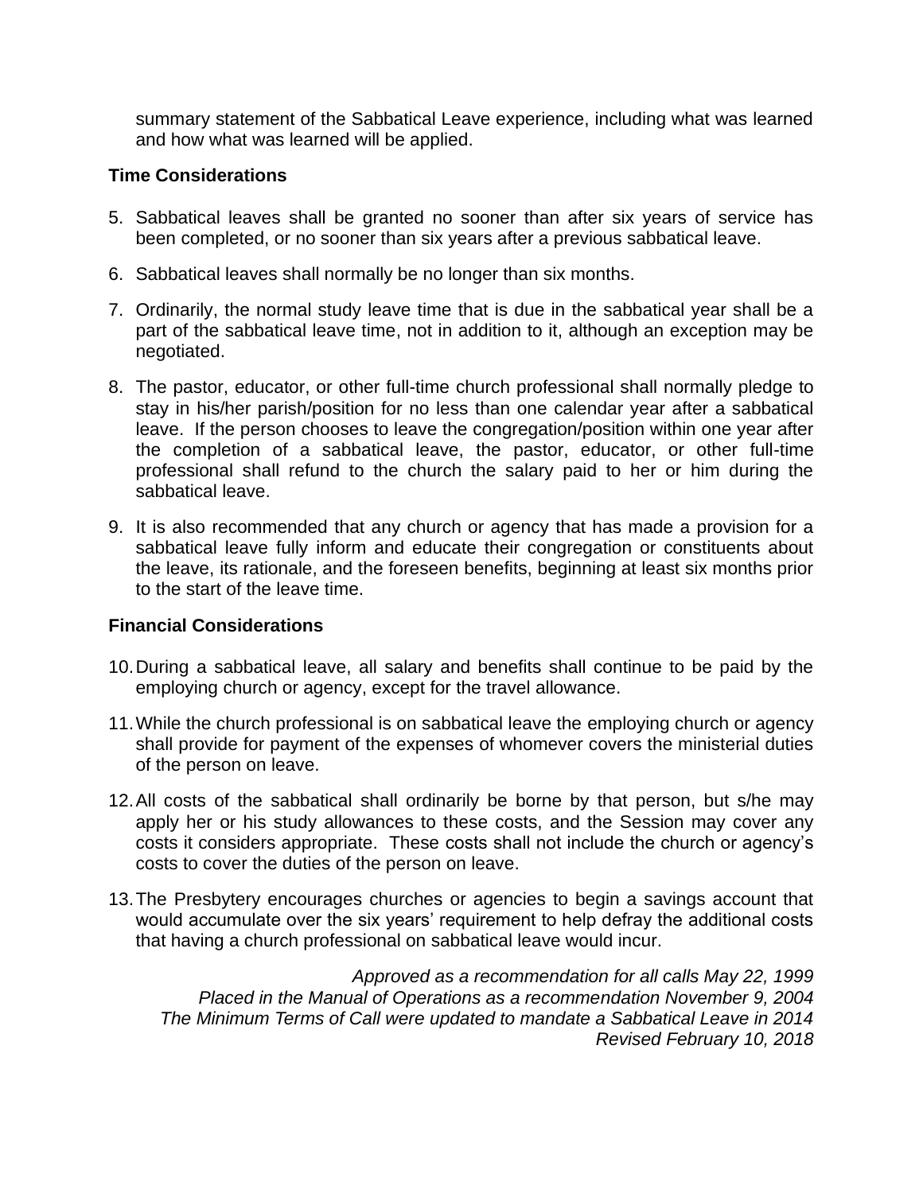summary statement of the Sabbatical Leave experience, including what was learned and how what was learned will be applied.

### Time Considerations

5. Sabbatical leaves shall be granted no sooner than after six years of service has been completed, or no sooner than six years after a previous sabbatical leave.
6. Sabbatical leaves shall normally be no longer than six months.
7. Ordinarily, the normal study leave time that is due in the sabbatical year shall be a part of the sabbatical leave time, not in addition to it, although an exception may be negotiated.
8. The pastor, educator, or other full-time church professional shall normally pledge to stay in his/her parish/position for no less than one calendar year after a sabbatical leave. If the person chooses to leave the congregation/position within one year after the completion of a sabbatical leave, the pastor, educator, or other full-time professional shall refund to the church the salary paid to her or him during the sabbatical leave.
9. It is also recommended that any church or agency that has made a provision for a sabbatical leave fully inform and educate their congregation or constituents about the leave, its rationale, and the foreseen benefits, beginning at least six months prior to the start of the leave time.

### Financial Considerations

10. During a sabbatical leave, all salary and benefits shall continue to be paid by the employing church or agency, except for the travel allowance.
11. While the church professional is on sabbatical leave the employing church or agency shall provide for payment of the expenses of whomever covers the ministerial duties of the person on leave.
12. All costs of the sabbatical shall ordinarily be borne by that person, but s/he may apply her or his study allowances to these costs, and the Session may cover any costs it considers appropriate. These costs shall not include the church or agency's costs to cover the duties of the person on leave.
13. The Presbytery encourages churches or agencies to begin a savings account that would accumulate over the six years' requirement to help defray the additional costs that having a church professional on sabbatical leave would incur.

*Approved as a recommendation for all calls May 22, 1999*
*Placed in the Manual of Operations as a recommendation November 9, 2004*
*The Minimum Terms of Call were updated to mandate a Sabbatical Leave in 2014*
*Revised February 10, 2018*